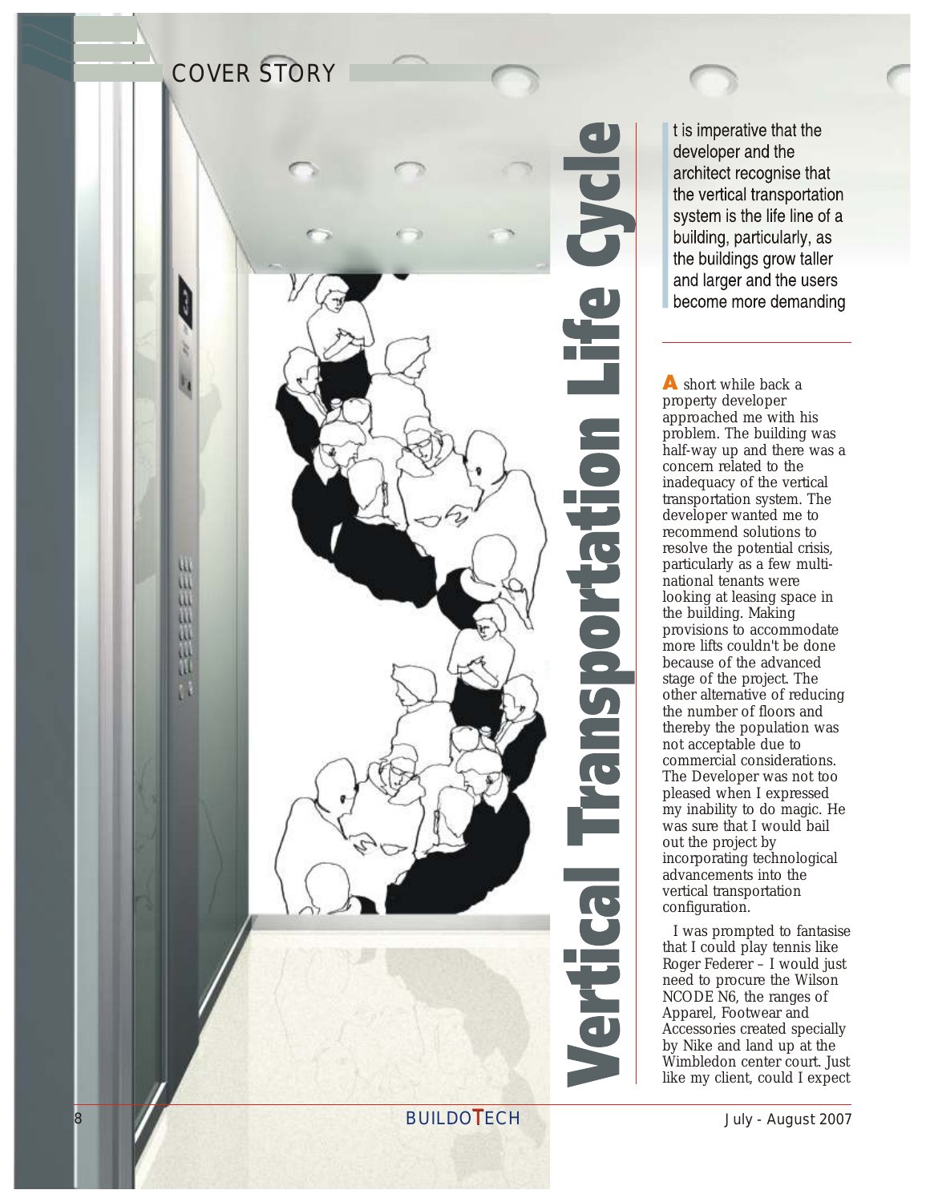COVER STORY

# Vertical Transportation Life Cycle

It is imperative that the developer and the architect recognise that the vertical transportation system is the life line of a building, particularly, as the buildings grow taller and larger and the users become more demanding

A short while back a property developer approached me with his problem. The building was half-way up and there was a concern related to the inadequacy of the vertical transportation system. The developer wanted me to recommend solutions to resolve the potential crisis, particularly as a few multi-national tenants were looking at leasing space in the building. Making provisions to accommodate more lifts couldn't be done because of the advanced stage of the project. The other alternative of reducing the number of floors and thereby the population was not acceptable due to commercial considerations. The Developer was not too pleased when I expressed my inability to do magic. He was sure that I would bail out the project by incorporating technological advancements into the vertical transportation configuration.

I was prompted to fantasise that I could play tennis like Roger Federer – I would just need to procure the Wilson NCODE N6, the ranges of Apparel, Footwear and Accessories created specially by Nike and land up at the Wimbledon center court. Just like my client, could I expect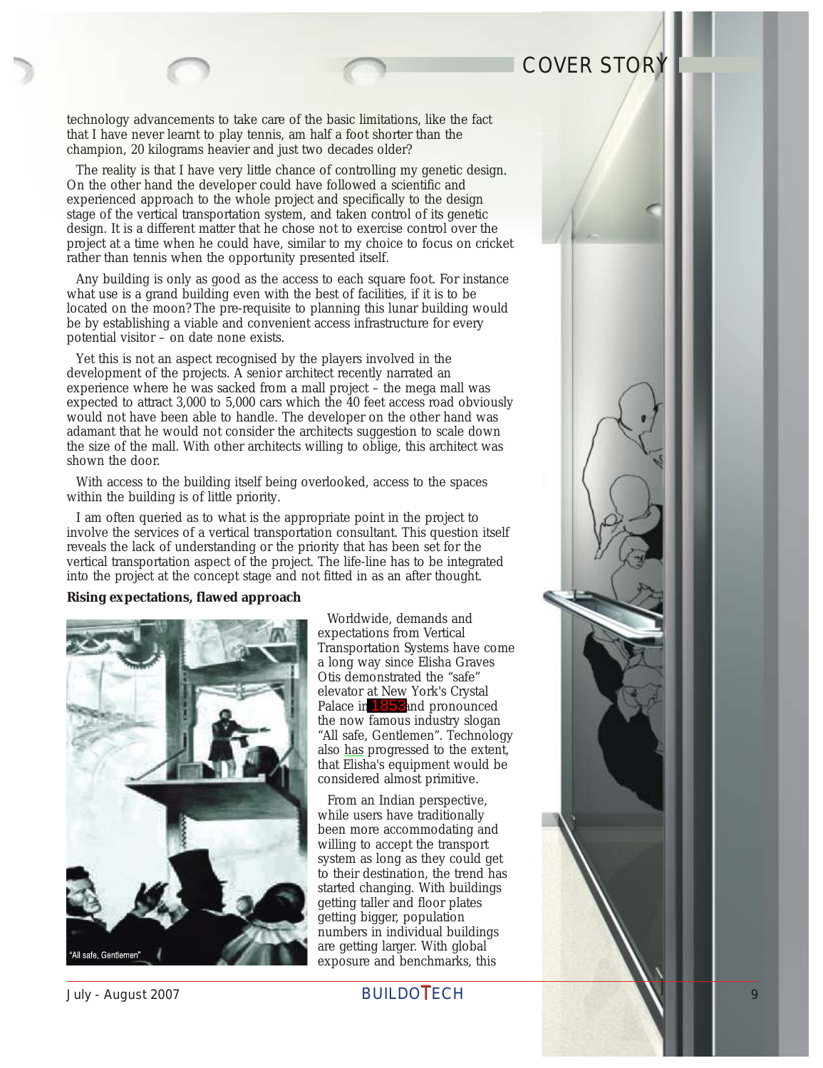technology advancements to take care of the basic limitations, like the fact that I have never learnt to play tennis, am half a foot shorter than the champion, 20 kilograms heavier and just two decades older?

The reality is that I have very little chance of controlling my genetic design. On the other hand the developer could have followed a scientific and experienced approach to the whole project and specifically to the design stage of the vertical transportation system, and taken control of its genetic design. It is a different matter that he chose not to exercise control over the project at a time when he could have, similar to my choice to focus on cricket rather than tennis when the opportunity presented itself.

Any building is only as good as the access to each square foot. For instance what use is a grand building even with the best of facilities, if it is to be located on the moon? The pre-requisite to planning this lunar building would be by establishing a viable and convenient access infrastructure for every potential visitor – on date none exists.

Yet this is not an aspect recognised by the players involved in the development of the projects. A senior architect recently narrated an experience where he was sacked from a mall project – the mega mall was expected to attract 3,000 to 5,000 cars which the 40 feet access road obviously would not have been able to handle. The developer on the other hand was adamant that he would not consider the architects suggestion to scale down the size of the mall. With other architects willing to oblige, this architect was shown the door.

With access to the building itself being overlooked, access to the spaces within the building is of little priority.

I am often queried as to what is the appropriate point in the project to involve the services of a vertical transportation consultant. This question itself reveals the lack of understanding or the priority that has been set for the vertical transportation aspect of the project. The life-line has to be integrated into the project at the concept stage and not fitted in as an after thought.

**Rising expectations, flawed approach**

"All safe, Gentlemen"

Worldwide, demands and expectations from Vertical Transportation Systems have come a long way since Elisha Graves Otis demonstrated the "safe" elevator at New York's Crystal Palace in 1853 and pronounced the now famous industry slogan "All safe, Gentlemen". Technology also has progressed to the extent, that Elisha's equipment would be considered almost primitive.

From an Indian perspective, while users have traditionally been more accommodating and willing to accept the transport system as long as they could get to their destination, the trend has started changing. With buildings getting taller and floor plates getting bigger, population numbers in individual buildings are getting larger. With global exposure and benchmarks, this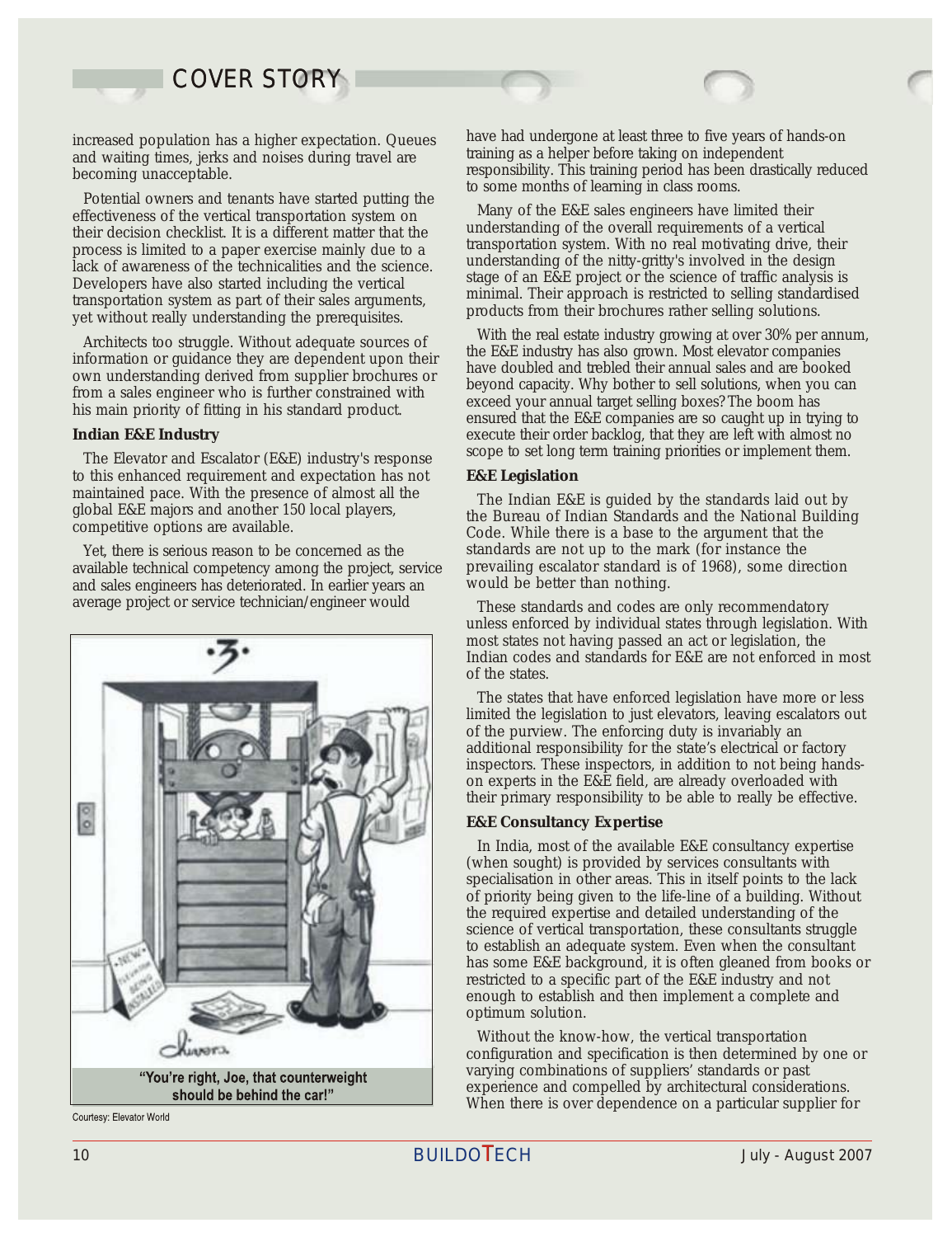increased population has a higher expectation. Queues and waiting times, jerks and noises during travel are becoming unacceptable.

Potential owners and tenants have started putting the effectiveness of the vertical transportation system on their decision checklist. It is a different matter that the process is limited to a paper exercise mainly due to a lack of awareness of the technicalities and the science. Developers have also started including the vertical transportation system as part of their sales arguments, yet without really understanding the prerequisites.

Architects too struggle. Without adequate sources of information or guidance they are dependent upon their own understanding derived from supplier brochures or from a sales engineer who is further constrained with his main priority of fitting in his standard product.

**Indian E&E Industry**

The Elevator and Escalator (E&E) industry's response to this enhanced requirement and expectation has not maintained pace. With the presence of almost all the global E&E majors and another 150 local players, competitive options are available.

Yet, there is serious reason to be concerned as the available technical competency among the project, service and sales engineers has deteriorated. In earlier years an average project or service technician/engineer would have had undergone at least three to five years of hands-on training as a helper before taking on independent responsibility. This training period has been drastically reduced to some months of learning in class rooms.

"You're right, Joe, that counterweight should be behind the car!"

Courtesy: Elevator World

Many of the E&E sales engineers have limited their understanding of the overall requirements of a vertical transportation system. With no real motivating drive, their understanding of the nitty-gritty's involved in the design stage of an E&E project or the science of traffic analysis is minimal. Their approach is restricted to selling standardised products from their brochures rather selling solutions.

With the real estate industry growing at over 30% per annum, the E&E industry has also grown. Most elevator companies have doubled and trebled their annual sales and are booked beyond capacity. Why bother to sell solutions, when you can exceed your annual target selling boxes? The boom has ensured that the E&E companies are so caught up in trying to execute their order backlog, that they are left with almost no scope to set long term training priorities or implement them.

**E&E Legislation**

The Indian E&E is guided by the standards laid out by the Bureau of Indian Standards and the National Building Code. While there is a base to the argument that the standards are not up to the mark (for instance the prevailing escalator standard is of 1968), some direction would be better than nothing.

These standards and codes are only recommendatory unless enforced by individual states through legislation. With most states not having passed an act or legislation, the Indian codes and standards for E&E are not enforced in most of the states.

The states that have enforced legislation have more or less limited the legislation to just elevators, leaving escalators out of the purview. The enforcing duty is invariably an additional responsibility for the state's electrical or factory inspectors. These inspectors, in addition to not being hands-on experts in the E&E field, are already overloaded with their primary responsibility to be able to really be effective.

**E&E Consultancy Expertise**

In India, most of the available E&E consultancy expertise (when sought) is provided by services consultants with specialisation in other areas. This in itself points to the lack of priority being given to the life-line of a building. Without the required expertise and detailed understanding of the science of vertical transportation, these consultants struggle to establish an adequate system. Even when the consultant has some E&E background, it is often gleaned from books or restricted to a specific part of the E&E industry and not enough to establish and then implement a complete and optimum solution.

Without the know-how, the vertical transportation configuration and specification is then determined by one or varying combinations of suppliers' standards or past experience and compelled by architectural considerations. When there is over dependence on a particular supplier for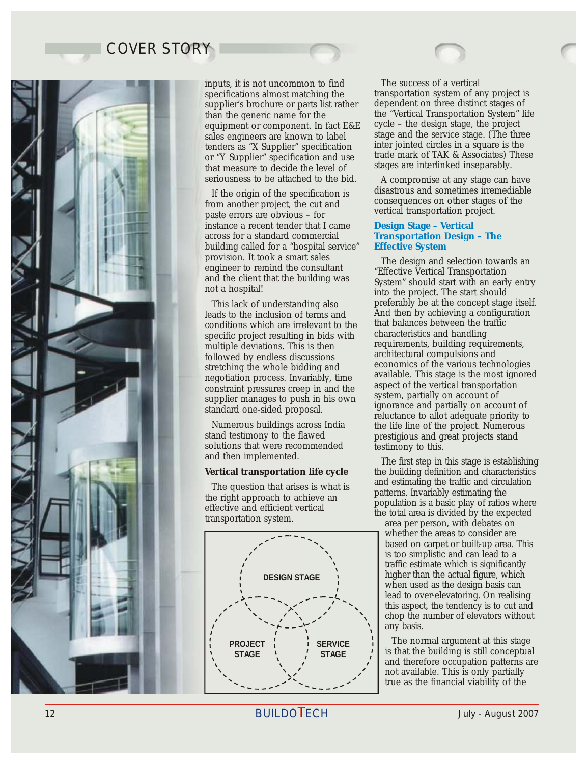inputs, it is not uncommon to find specifications almost matching the supplier's brochure or parts list rather than the generic name for the equipment or component. In fact E&E sales engineers are known to label tenders as "X Supplier" specification or "Y Supplier" specification and use that measure to decide the level of seriousness to be attached to the bid.

If the origin of the specification is from another project, the cut and paste errors are obvious – for instance a recent tender that I came across for a standard commercial building called for a "hospital service" provision. It took a smart sales engineer to remind the consultant and the client that the building was not a hospital!

This lack of understanding also leads to the inclusion of terms and conditions which are irrelevant to the specific project resulting in bids with multiple deviations. This is then followed by endless discussions stretching the whole bidding and negotiation process. Invariably, time constraint pressures creep in and the supplier manages to push in his own standard one-sided proposal.

Numerous buildings across India stand testimony to the flawed solutions that were recommended and then implemented.

**Vertical transportation life cycle**

The question that arises is what is the right approach to achieve an effective and efficient vertical transportation system.

DESIGN STAGE

PROJECT STAGE

SERVICE STAGE

The success of a vertical transportation system of any project is dependent on three distinct stages of the "Vertical Transportation System" life cycle – the design stage, the project stage and the service stage. (The three inter jointed circles in a square is the trade mark of TAK & Associates) These stages are interlinked inseparably.

A compromise at any stage can have disastrous and sometimes irremediable consequences on other stages of the vertical transportation project.

## Design Stage – Vertical Transportation Design – The Effective System

The design and selection towards an "Effective Vertical Transportation System" should start with an early entry into the project. The start should preferably be at the concept stage itself. And then by achieving a configuration that balances between the traffic characteristics and handling requirements, building requirements, architectural compulsions and economics of the various technologies available. This stage is the most ignored aspect of the vertical transportation system, partially on account of ignorance and partially on account of reluctance to allot adequate priority to the life line of the project. Numerous prestigious and great projects stand testimony to this.

The first step in this stage is establishing the building definition and characteristics and estimating the traffic and circulation patterns. Invariably estimating the population is a basic play of ratios where the total area is divided by the expected area per person, with debates on whether the areas to consider are based on carpet or built-up area. This is too simplistic and can lead to a traffic estimate which is significantly higher than the actual figure, which when used as the design basis can lead to over-elevatoring. On realising this aspect, the tendency is to cut and chop the number of elevators without any basis.

The normal argument at this stage is that the building is still conceptual and therefore occupation patterns are not available. This is only partially true as the financial viability of the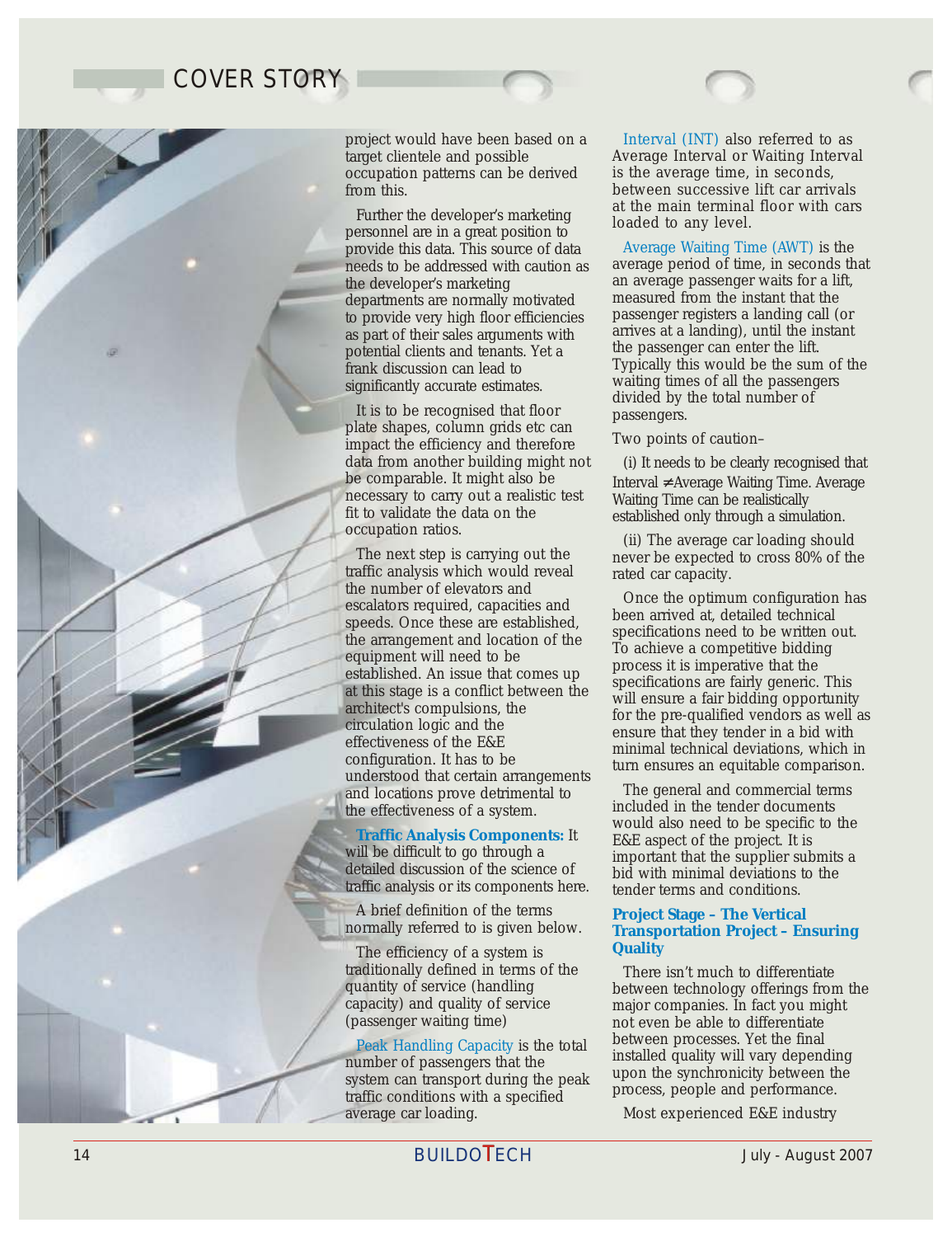project would have been based on a target clientele and possible occupation patterns can be derived from this.

Further the developer's marketing personnel are in a great position to provide this data. This source of data needs to be addressed with caution as the developer's marketing departments are normally motivated to provide very high floor efficiencies as part of their sales arguments with potential clients and tenants. Yet a frank discussion can lead to significantly accurate estimates.

It is to be recognised that floor plate shapes, column grids etc can impact the efficiency and therefore data from another building might not be comparable. It might also be necessary to carry out a realistic test fit to validate the data on the occupation ratios.

The next step is carrying out the traffic analysis which would reveal the number of elevators and escalators required, capacities and speeds. Once these are established, the arrangement and location of the equipment will need to be established. An issue that comes up at this stage is a conflict between the architect's compulsions, the circulation logic and the effectiveness of the E&E configuration. It has to be understood that certain arrangements and locations prove detrimental to the effectiveness of a system.

**Traffic Analysis Components:** It will be difficult to go through a detailed discussion of the science of traffic analysis or its components here.

A brief definition of the terms normally referred to is given below.

The efficiency of a system is traditionally defined in terms of the quantity of service (handling capacity) and quality of service (passenger waiting time)

Peak Handling Capacity is the total number of passengers that the system can transport during the peak traffic conditions with a specified average car loading.

Interval (INT) also referred to as Average Interval or Waiting Interval is the average time, in seconds, between successive lift car arrivals at the main terminal floor with cars loaded to any level.

Average Waiting Time (AWT) is the average period of time, in seconds that an average passenger waits for a lift, measured from the instant that the passenger registers a landing call (or arrives at a landing), until the instant the passenger can enter the lift. Typically this would be the sum of the waiting times of all the passengers divided by the total number of passengers.

Two points of caution–

(i) It needs to be clearly recognised that Interval ≠ Average Waiting Time. Average Waiting Time can be realistically established only through a simulation.

(ii) The average car loading should never be expected to cross 80% of the rated car capacity.

Once the optimum configuration has been arrived at, detailed technical specifications need to be written out. To achieve a competitive bidding process it is imperative that the specifications are fairly generic. This will ensure a fair bidding opportunity for the pre-qualified vendors as well as ensure that they tender in a bid with minimal technical deviations, which in turn ensures an equitable comparison.

The general and commercial terms included in the tender documents would also need to be specific to the E&E aspect of the project. It is important that the supplier submits a bid with minimal deviations to the tender terms and conditions.

### Project Stage – The Vertical Transportation Project – Ensuring Quality

There isn't much to differentiate between technology offerings from the major companies. In fact you might not even be able to differentiate between processes. Yet the final installed quality will vary depending upon the synchronicity between the process, people and performance.

Most experienced E&E industry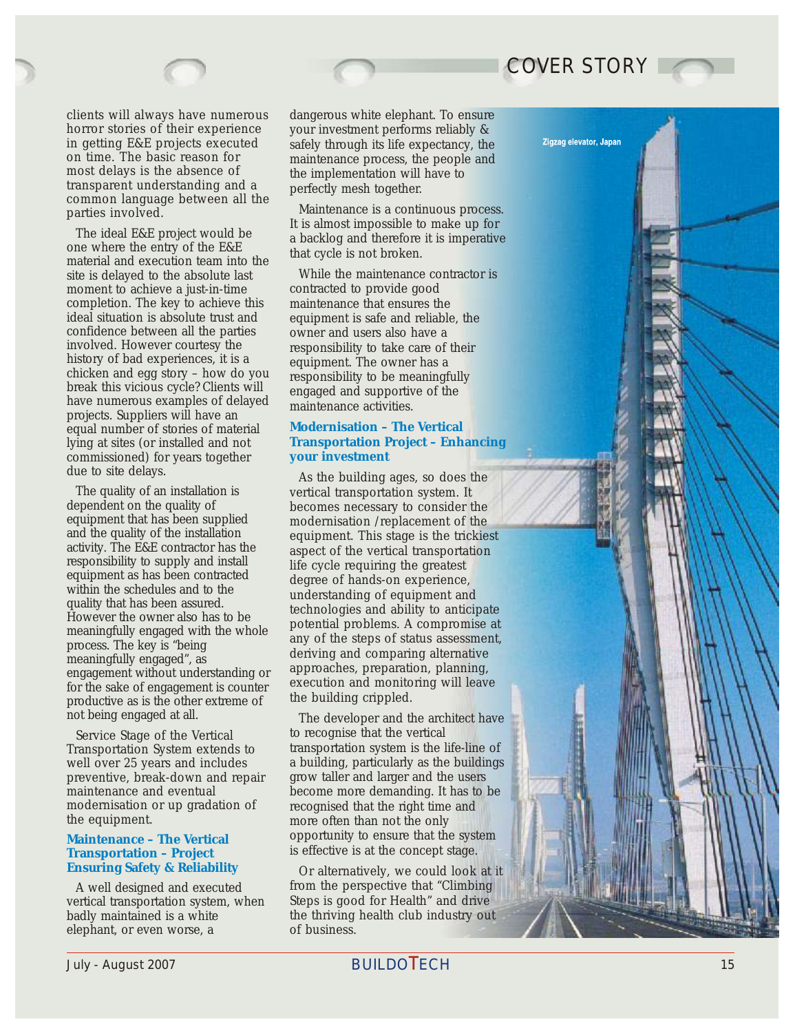clients will always have numerous horror stories of their experience in getting E&E projects executed on time. The basic reason for most delays is the absence of transparent understanding and a common language between all the parties involved.

The ideal E&E project would be one where the entry of the E&E material and execution team into the site is delayed to the absolute last moment to achieve a just-in-time completion. The key to achieve this ideal situation is absolute trust and confidence between all the parties involved. However courtesy the history of bad experiences, it is a chicken and egg story – how do you break this vicious cycle? Clients will have numerous examples of delayed projects. Suppliers will have an equal number of stories of material lying at sites (or installed and not commissioned) for years together due to site delays.

The quality of an installation is dependent on the quality of equipment that has been supplied and the quality of the installation activity. The E&E contractor has the responsibility to supply and install equipment as has been contracted within the schedules and to the quality that has been assured. However the owner also has to be meaningfully engaged with the whole process. The key is "being meaningfully engaged", as engagement without understanding or for the sake of engagement is counter productive as is the other extreme of not being engaged at all.

Service Stage of the Vertical Transportation System extends to well over 25 years and includes preventive, break-down and repair maintenance and eventual modernisation or up gradation of the equipment.

### Maintenance – The Vertical Transportation – Project Ensuring Safety & Reliability

A well designed and executed vertical transportation system, when badly maintained is a white elephant, or even worse, a dangerous white elephant. To ensure your investment performs reliably & safely through its life expectancy, the maintenance process, the people and the implementation will have to perfectly mesh together.

Maintenance is a continuous process. It is almost impossible to make up for a backlog and therefore it is imperative that cycle is not broken.

While the maintenance contractor is contracted to provide good maintenance that ensures the equipment is safe and reliable, the owner and users also have a responsibility to take care of their equipment. The owner has a responsibility to be meaningfully engaged and supportive of the maintenance activities.

### Modernisation – The Vertical Transportation Project – Enhancing your investment

As the building ages, so does the vertical transportation system. It becomes necessary to consider the modernisation /replacement of the equipment. This stage is the trickiest aspect of the vertical transportation life cycle requiring the greatest degree of hands-on experience, understanding of equipment and technologies and ability to anticipate potential problems. A compromise at any of the steps of status assessment, deriving and comparing alternative approaches, preparation, planning, execution and monitoring will leave the building crippled.

The developer and the architect have to recognise that the vertical transportation system is the life-line of a building, particularly as the buildings grow taller and larger and the users become more demanding. It has to be recognised that the right time and more often than not the only opportunity to ensure that the system is effective is at the concept stage.

Or alternatively, we could look at it from the perspective that "Climbing Steps is good for Health" and drive the thriving health club industry out of business.

Zigzag elevator, Japan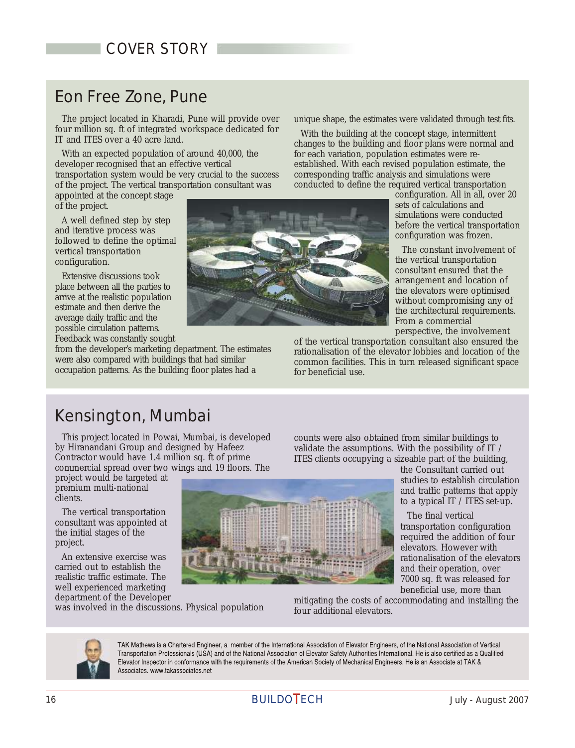## Eon Free Zone, Pune

The project located in Kharadi, Pune will provide over four million sq. ft of integrated workspace dedicated for IT and ITES over a 40 acre land.

With an expected population of around 40,000, the developer recognised that an effective vertical transportation system would be very crucial to the success of the project. The vertical transportation consultant was appointed at the concept stage of the project.

A well defined step by step and iterative process was followed to define the optimal vertical transportation configuration.

Extensive discussions took place between all the parties to arrive at the realistic population estimate and then derive the average daily traffic and the possible circulation patterns. Feedback was constantly sought from the developer's marketing department. The estimates were also compared with buildings that had similar occupation patterns. As the building floor plates had a unique shape, the estimates were validated through test fits.

With the building at the concept stage, intermittent changes to the building and floor plans were normal and for each variation, population estimates were re-established. With each revised population estimate, the corresponding traffic analysis and simulations were conducted to define the required vertical transportation configuration. All in all, over 20 sets of calculations and simulations were conducted before the vertical transportation configuration was frozen.

The constant involvement of the vertical transportation consultant ensured that the arrangement and location of the elevators were optimised without compromising any of the architectural requirements. From a commercial perspective, the involvement of the vertical transportation consultant also ensured the rationalisation of the elevator lobbies and location of the common facilities. This in turn released significant space for beneficial use.

## Kensington, Mumbai

This project located in Powai, Mumbai, is developed by Hiranandani Group and designed by Hafeez Contractor would have 1.4 million sq. ft of prime commercial spread over two wings and 19 floors. The project would be targeted at premium multi-national clients.

The vertical transportation consultant was appointed at the initial stages of the project.

An extensive exercise was carried out to establish the realistic traffic estimate. The well experienced marketing department of the Developer was involved in the discussions. Physical population counts were also obtained from similar buildings to validate the assumptions. With the possibility of IT / ITES clients occupying a sizeable part of the building, the Consultant carried out studies to establish circulation and traffic patterns that apply to a typical IT / ITES set-up.

The final vertical transportation configuration required the addition of four elevators. However with rationalisation of the elevators and their operation, over 7000 sq. ft was released for beneficial use, more than mitigating the costs of accommodating and installing the four additional elevators.

TAK Mathews is a Chartered Engineer, a member of the International Association of Elevator Engineers, of the National Association of Vertical Transportation Professionals (USA) and of the National Association of Elevator Safety Authorities International. He is also certified as a Qualified Elevator Inspector in conformance with the requirements of the American Society of Mechanical Engineers. He is an Associate at TAK & Associates. www.takassociates.net